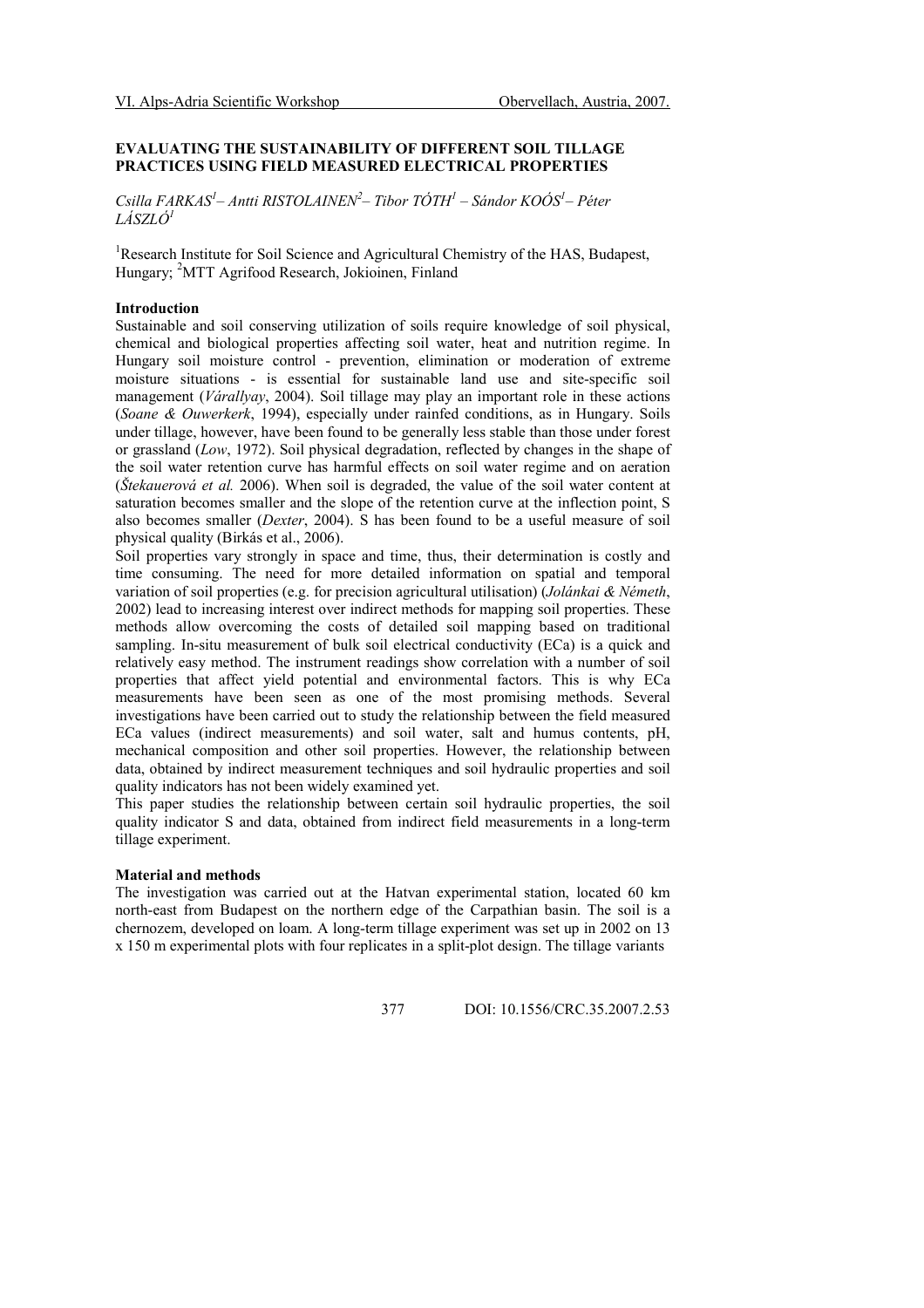# EVALUATING THE SUSTAINABILITY OF DIFFERENT SOIL TILLAGE PRACTICES USING FIELD MEASURED ELECTRICAL PROPERTIES

*Csilla FARKAS[1]– Antti RISTOLAINEN[2]– Tibor TÓTH[1] – Sándor KOÓS[1]– Péter LÁSZLÓ[1]*

[1]Research Institute for Soil Science and Agricultural Chemistry of the HAS, Budapest, Hungary; [2]MTT Agrifood Research, Jokioinen, Finland

## Introduction

Sustainable and soil conserving utilization of soils require knowledge of soil physical, chemical and biological properties affecting soil water, heat and nutrition regime. In Hungary soil moisture control - prevention, elimination or moderation of extreme moisture situations - is essential for sustainable land use and site-specific soil management (*Várallyay*, 2004). Soil tillage may play an important role in these actions (*Soane & Ouwerkerk*, 1994), especially under rainfed conditions, as in Hungary. Soils under tillage, however, have been found to be generally less stable than those under forest or grassland (*Low*, 1972). Soil physical degradation, reflected by changes in the shape of the soil water retention curve has harmful effects on soil water regime and on aeration (*Štekauerová et al.* 2006). When soil is degraded, the value of the soil water content at saturation becomes smaller and the slope of the retention curve at the inflection point, S also becomes smaller (*Dexter*, 2004). S has been found to be a useful measure of soil physical quality (Birkás et al., 2006).

Soil properties vary strongly in space and time, thus, their determination is costly and time consuming. The need for more detailed information on spatial and temporal variation of soil properties (e.g. for precision agricultural utilisation) (*Jolánkai & Németh*, 2002) lead to increasing interest over indirect methods for mapping soil properties. These methods allow overcoming the costs of detailed soil mapping based on traditional sampling. In-situ measurement of bulk soil electrical conductivity (ECa) is a quick and relatively easy method. The instrument readings show correlation with a number of soil properties that affect yield potential and environmental factors. This is why ECa measurements have been seen as one of the most promising methods. Several investigations have been carried out to study the relationship between the field measured ECa values (indirect measurements) and soil water, salt and humus contents, pH, mechanical composition and other soil properties. However, the relationship between data, obtained by indirect measurement techniques and soil hydraulic properties and soil quality indicators has not been widely examined yet.

This paper studies the relationship between certain soil hydraulic properties, the soil quality indicator S and data, obtained from indirect field measurements in a long-term tillage experiment.

## Material and methods

The investigation was carried out at the Hatvan experimental station, located 60 km north-east from Budapest on the northern edge of the Carpathian basin. The soil is a chernozem, developed on loam. A long-term tillage experiment was set up in 2002 on 13 x 150 m experimental plots with four replicates in a split-plot design. The tillage variants

DOI: 10.1556/CRC.35.2007.2.53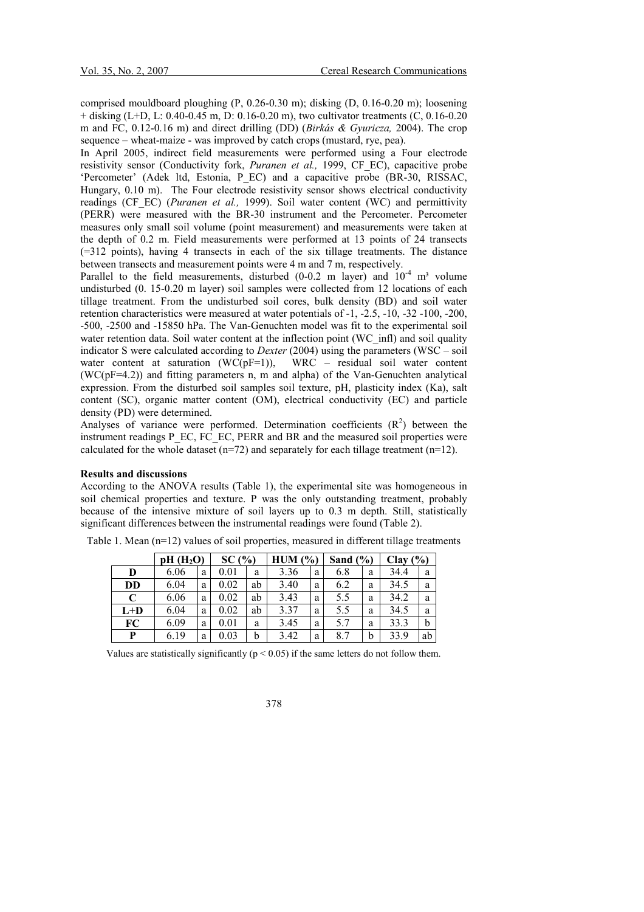comprised mouldboard ploughing (P, 0.26-0.30 m); disking (D, 0.16-0.20 m); loosening + disking (L+D, L: 0.40-0.45 m, D: 0.16-0.20 m), two cultivator treatments (C, 0.16-0.20 m and FC, 0.12-0.16 m) and direct drilling (DD) (*Birkás & Gyuricza,* 2004). The crop sequence – wheat-maize - was improved by catch crops (mustard, rye, pea).

In April 2005, indirect field measurements were performed using a Four electrode resistivity sensor (Conductivity fork, *Puranen et al.,* 1999, CF_EC), capacitive probe 'Percometer' (Adek ltd, Estonia, P_EC) and a capacitive probe (BR-30, RISSAC, Hungary, 0.10 m). The Four electrode resistivity sensor shows electrical conductivity readings (CF_EC) (*Puranen et al.,* 1999). Soil water content (WC) and permittivity (PERR) were measured with the BR-30 instrument and the Percometer. Percometer measures only small soil volume (point measurement) and measurements were taken at the depth of 0.2 m. Field measurements were performed at 13 points of 24 transects (=312 points), having 4 transects in each of the six tillage treatments. The distance between transects and measurement points were 4 m and 7 m, respectively.

Parallel to the field measurements, disturbed (0-0.2 m layer) and $10^{-4}$ m³ volume undisturbed (0. 15-0.20 m layer) soil samples were collected from 12 locations of each tillage treatment. From the undisturbed soil cores, bulk density (BD) and soil water retention characteristics were measured at water potentials of -1, -2.5, -10, -32 -100, -200, -500, -2500 and -15850 hPa. The Van-Genuchten model was fit to the experimental soil water retention data. Soil water content at the inflection point (WC_infl) and soil quality indicator S were calculated according to *Dexter* (2004) using the parameters (WSC – soil water content at saturation (WC(pF=1)), WRC – residual soil water content (WC(pF=4.2)) and fitting parameters n, m and alpha) of the Van-Genuchten analytical expression. From the disturbed soil samples soil texture, pH, plasticity index (Ka), salt content (SC), organic matter content (OM), electrical conductivity (EC) and particle density (PD) were determined.

Analyses of variance were performed. Determination coefficients ($R^2$) between the instrument readings P_EC, FC_EC, PERR and BR and the measured soil properties were calculated for the whole dataset (n=72) and separately for each tillage treatment (n=12).

**Results and discussions**

According to the ANOVA results (Table 1), the experimental site was homogeneous in soil chemical properties and texture. P was the only outstanding treatment, probably because of the intensive mixture of soil layers up to 0.3 m depth. Still, statistically significant differences between the instrumental readings were found (Table 2).

Table 1. Mean (n=12) values of soil properties, measured in different tillage treatments

| | pH ($H_2O$) | | SC (%) | | HUM (%) | | Sand (%) | | Clay (%) | |
|---|---|---|---|---|---|---|---|---|---|---|
| **D** | 6.06 | a | 0.01 | a | 3.36 | a | 6.8 | a | 34.4 | a |
| **DD** | 6.04 | a | 0.02 | ab | 3.40 | a | 6.2 | a | 34.5 | a |
| **C** | 6.06 | a | 0.02 | ab | 3.43 | a | 5.5 | a | 34.2 | a |
| **L+D** | 6.04 | a | 0.02 | ab | 3.37 | a | 5.5 | a | 34.5 | a |
| **FC** | 6.09 | a | 0.01 | a | 3.45 | a | 5.7 | a | 33.3 | b |
| **P** | 6.19 | a | 0.03 | b | 3.42 | a | 8.7 | b | 33.9 | ab |

Values are statistically significantly ($p < 0.05$) if the same letters do not follow them.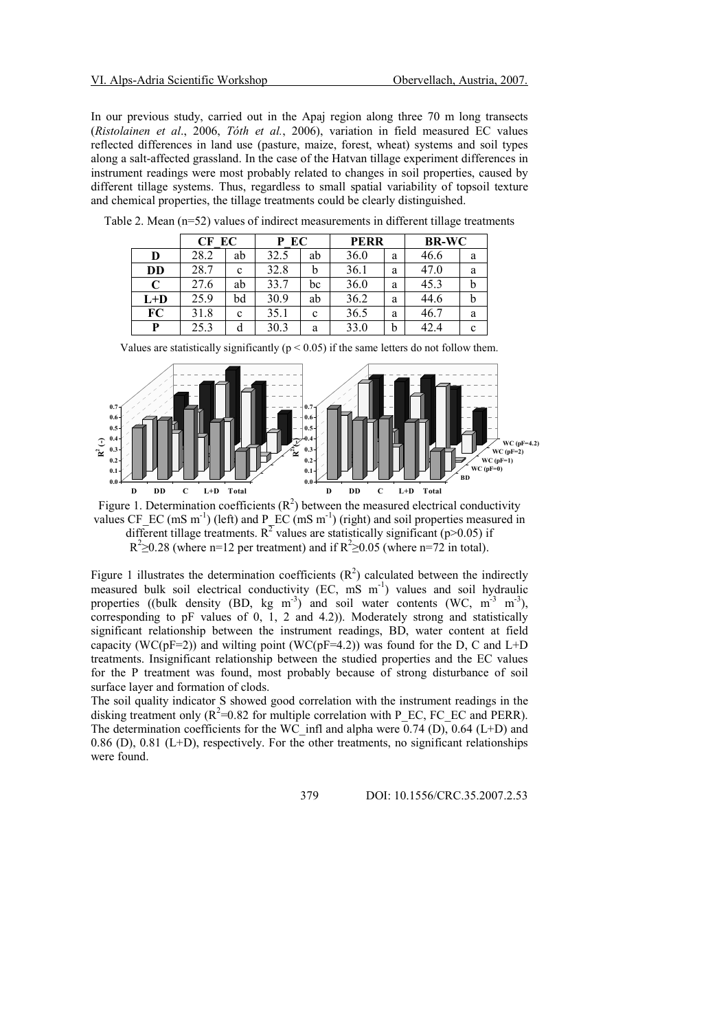In our previous study, carried out in the Apaj region along three 70 m long transects (*Ristolainen et al.*, 2006, *Tóth et al.*, 2006), variation in field measured EC values reflected differences in land use (pasture, maize, forest, wheat) systems and soil types along a salt-affected grassland. In the case of the Hatvan tillage experiment differences in instrument readings were most probably related to changes in soil properties, caused by different tillage systems. Thus, regardless to small spatial variability of topsoil texture and chemical properties, the tillage treatments could be clearly distinguished.

Table 2. Mean (n=52) values of indirect measurements in different tillage treatments

| | CF_EC | | P_EC | | PERR | | BR-WC | |
|---|---|---|---|---|---|---|---|---|
| **D** | 28.2 | ab | 32.5 | ab | 36.0 | a | 46.6 | a |
| **DD** | 28.7 | c | 32.8 | b | 36.1 | a | 47.0 | a |
| **C** | 27.6 | ab | 33.7 | bc | 36.0 | a | 45.3 | b |
| **L+D** | 25.9 | bd | 30.9 | ab | 36.2 | a | 44.6 | b |
| **FC** | 31.8 | c | 35.1 | c | 36.5 | a | 46.7 | a |
| **P** | 25.3 | d | 30.3 | a | 33.0 | b | 42.4 | c |

Values are statistically significantly ($p < 0.05$) if the same letters do not follow them.

Figure 1. Determination coefficients ($R^2$) between the measured electrical conductivity values CF_EC (mS $m^{-1}$) (left) and P_EC (mS $m^{-1}$) (right) and soil properties measured in different tillage treatments. $R^2$ values are statistically significant (p>0.05) if $R^2 \geq 0.28$ (where n=12 per treatment) and if $R^2 \geq 0.05$ (where n=72 in total).

Figure 1 illustrates the determination coefficients ($R^2$) calculated between the indirectly measured bulk soil electrical conductivity (EC, mS $m^{-1}$) values and soil hydraulic properties ((bulk density (BD, kg $m^{-3}$) and soil water contents (WC, $m^{-3}$ $m^{-3}$), corresponding to pF values of 0, 1, 2 and 4.2)). Moderately strong and statistically significant relationship between the instrument readings, BD, water content at field capacity (WC(pF=2)) and wilting point (WC(pF=4.2)) was found for the D, C and L+D treatments. Insignificant relationship between the studied properties and the EC values for the P treatment was found, most probably because of strong disturbance of soil surface layer and formation of clods.

The soil quality indicator S showed good correlation with the instrument readings in the disking treatment only ($R^2$=0.82 for multiple correlation with P_EC, FC_EC and PERR). The determination coefficients for the WC_infl and alpha were 0.74 (D), 0.64 (L+D) and 0.86 (D), 0.81 (L+D), respectively. For the other treatments, no significant relationships were found.

DOI: 10.1556/CRC.35.2007.2.53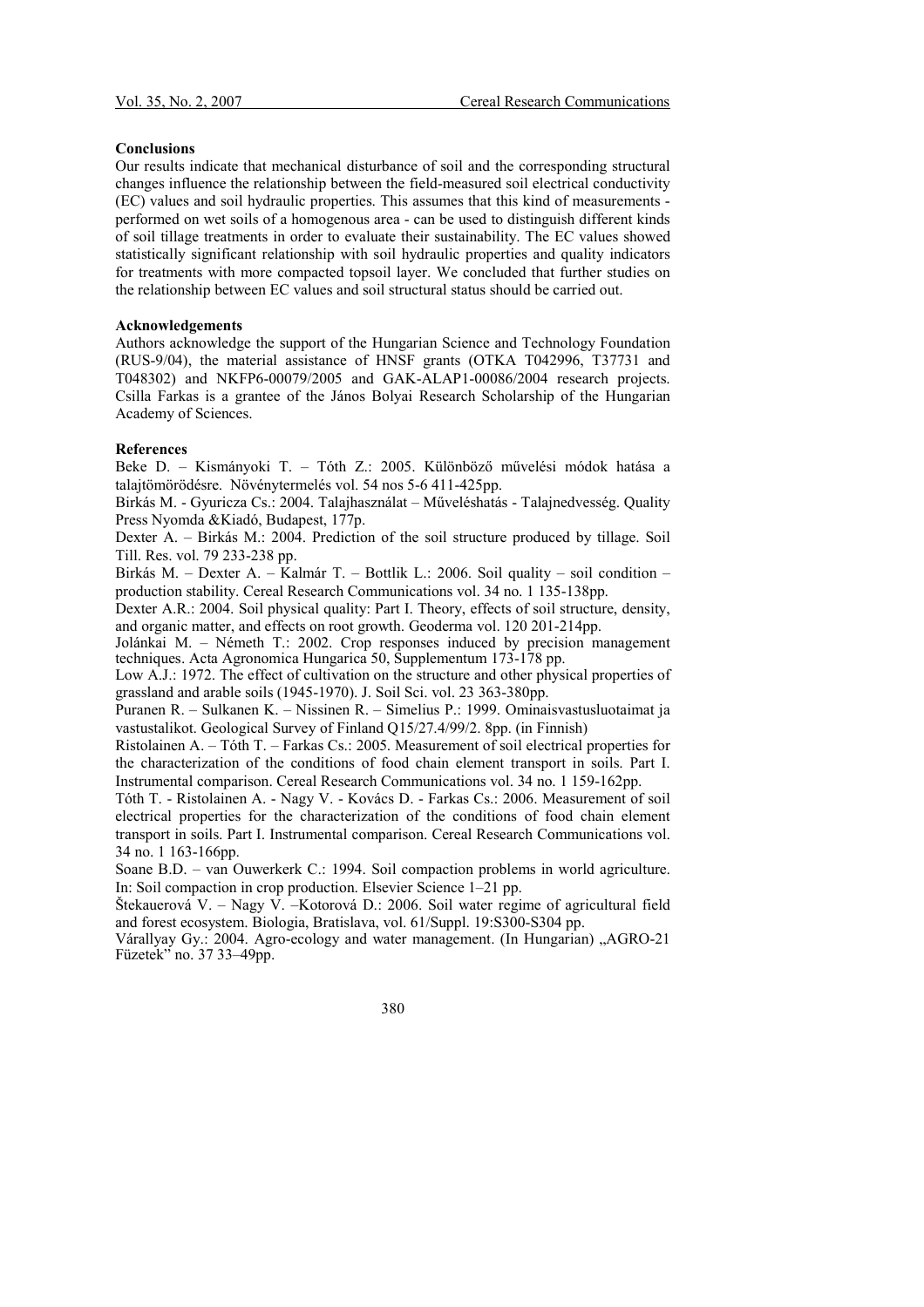## Conclusions

Our results indicate that mechanical disturbance of soil and the corresponding structural changes influence the relationship between the field-measured soil electrical conductivity (EC) values and soil hydraulic properties. This assumes that this kind of measurements - performed on wet soils of a homogenous area - can be used to distinguish different kinds of soil tillage treatments in order to evaluate their sustainability. The EC values showed statistically significant relationship with soil hydraulic properties and quality indicators for treatments with more compacted topsoil layer. We concluded that further studies on the relationship between EC values and soil structural status should be carried out.

## Acknowledgements

Authors acknowledge the support of the Hungarian Science and Technology Foundation (RUS-9/04), the material assistance of HNSF grants (OTKA T042996, T37731 and T048302) and NKFP6-00079/2005 and GAK-ALAP1-00086/2004 research projects. Csilla Farkas is a grantee of the János Bolyai Research Scholarship of the Hungarian Academy of Sciences.

## References

Beke D. – Kismányoki T. – Tóth Z.: 2005. Különböző művelési módok hatása a talajtömörödésre. Növénytermelés vol. 54 nos 5-6 411-425pp.

Birkás M. - Gyuricza Cs.: 2004. Talajhasználat – Műveléshatás - Talajnedvesség. Quality Press Nyomda &Kiadó, Budapest, 177p.

Dexter A. – Birkás M.: 2004. Prediction of the soil structure produced by tillage. Soil Till. Res. vol. 79 233-238 pp.

Birkás M. – Dexter A. – Kalmár T. – Bottlik L.: 2006. Soil quality – soil condition – production stability. Cereal Research Communications vol. 34 no. 1 135-138pp.

Dexter A.R.: 2004. Soil physical quality: Part I. Theory, effects of soil structure, density, and organic matter, and effects on root growth. Geoderma vol. 120 201-214pp.

Jolánkai M. – Németh T.: 2002. Crop responses induced by precision management techniques. Acta Agronomica Hungarica 50, Supplementum 173-178 pp.

Low A.J.: 1972. The effect of cultivation on the structure and other physical properties of grassland and arable soils (1945-1970). J. Soil Sci. vol. 23 363-380pp.

Puranen R. – Sulkanen K. – Nissinen R. – Simelius P.: 1999. Ominaisvastusluotaimat ja vastustalikot. Geological Survey of Finland Q15/27.4/99/2. 8pp. (in Finnish)

Ristolainen A. – Tóth T. – Farkas Cs.: 2005. Measurement of soil electrical properties for the characterization of the conditions of food chain element transport in soils. Part I. Instrumental comparison. Cereal Research Communications vol. 34 no. 1 159-162pp.

Tóth T. - Ristolainen A. - Nagy V. - Kovács D. - Farkas Cs.: 2006. Measurement of soil electrical properties for the characterization of the conditions of food chain element transport in soils. Part I. Instrumental comparison. Cereal Research Communications vol. 34 no. 1 163-166pp.

Soane B.D. – van Ouwerkerk C.: 1994. Soil compaction problems in world agriculture. In: Soil compaction in crop production. Elsevier Science 1–21 pp.

Štekauerová V. – Nagy V. –Kotorová D.: 2006. Soil water regime of agricultural field and forest ecosystem. Biologia, Bratislava, vol. 61/Suppl. 19:S300-S304 pp.

Várallyay Gy.: 2004. Agro-ecology and water management. (In Hungarian) „AGRO-21 Füzetek" no. 37 33–49pp.